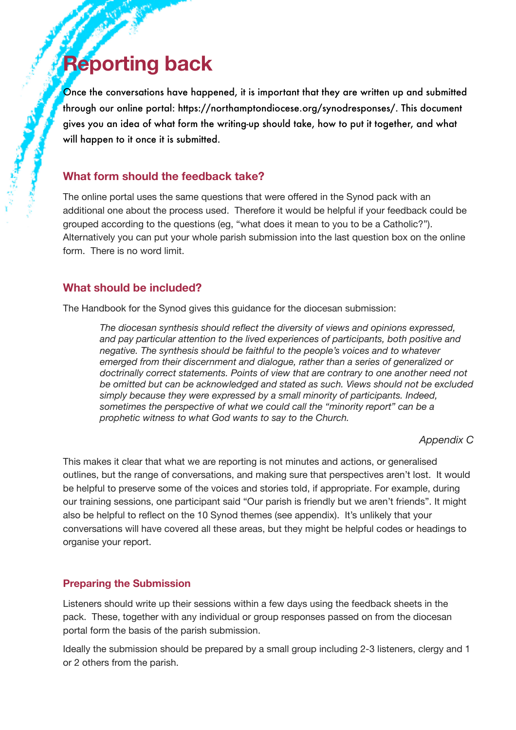# Reporting back

Once the conversations have happened, it is important that they are written up and submitted through our online portal: https://northamptondiocese.org/synodresponses/. This document gives you an idea of what form the writing-up should take, how to put it together, and what will happen to it once it is submitted.

### What form should the feedback take?

The online portal uses the same questions that were offered in the Synod pack with an additional one about the process used. Therefore it would be helpful if your feedback could be grouped according to the questions (eg, "what does it mean to you to be a Catholic?"). Alternatively you can put your whole parish submission into the last question box on the online form. There is no word limit.

### What should be included?

The Handbook for the Synod gives this guidance for the diocesan submission:

> *The diocesan synthesis should reflect the diversity of views and opinions expressed, and pay particular attention to the lived experiences of participants, both positive and negative. The synthesis should be faithful to the people's voices and to whatever emerged from their discernment and dialogue, rather than a series of generalized or doctrinally correct statements. Points of view that are contrary to one another need not be omitted but can be acknowledged and stated as such. Views should not be excluded simply because they were expressed by a small minority of participants. Indeed, sometimes the perspective of what we could call the "minority report" can be a prophetic witness to what God wants to say to the Church.*
>
> *Appendix C*

This makes it clear that what we are reporting is not minutes and actions, or generalised outlines, but the range of conversations, and making sure that perspectives aren't lost. It would be helpful to preserve some of the voices and stories told, if appropriate. For example, during our training sessions, one participant said "Our parish is friendly but we aren't friends". It might also be helpful to reflect on the 10 Synod themes (see appendix). It's unlikely that your conversations will have covered all these areas, but they might be helpful codes or headings to organise your report.

### Preparing the Submission

Listeners should write up their sessions within a few days using the feedback sheets in the pack. These, together with any individual or group responses passed on from the diocesan portal form the basis of the parish submission.

Ideally the submission should be prepared by a small group including 2-3 listeners, clergy and 1 or 2 others from the parish.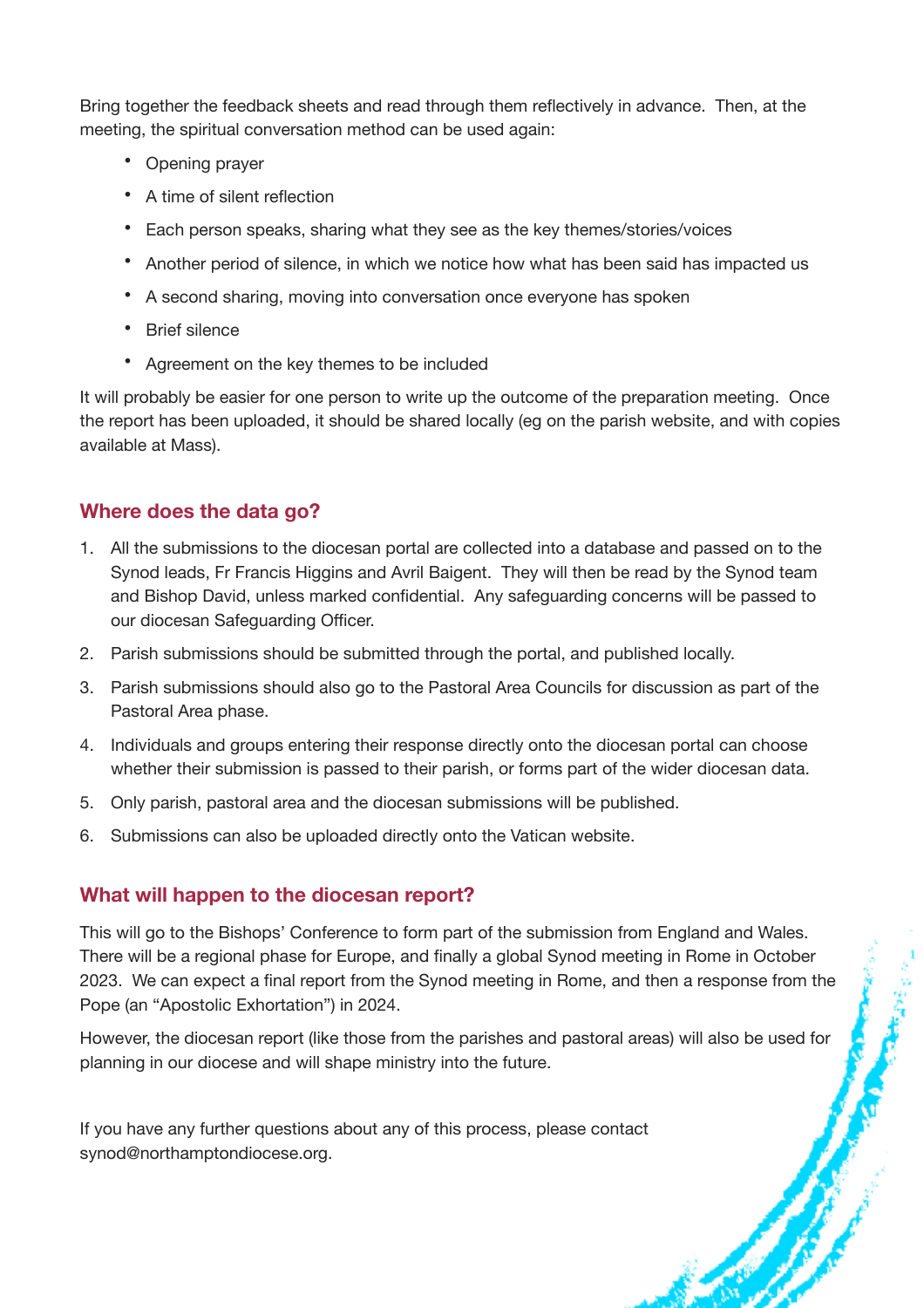Bring together the feedback sheets and read through them reflectively in advance. Then, at the meeting, the spiritual conversation method can be used again:

- Opening prayer
- A time of silent reflection
- Each person speaks, sharing what they see as the key themes/stories/voices
- Another period of silence, in which we notice how what has been said has impacted us
- A second sharing, moving into conversation once everyone has spoken
- Brief silence
- Agreement on the key themes to be included

It will probably be easier for one person to write up the outcome of the preparation meeting. Once the report has been uploaded, it should be shared locally (eg on the parish website, and with copies available at Mass).

## Where does the data go?

1. All the submissions to the diocesan portal are collected into a database and passed on to the Synod leads, Fr Francis Higgins and Avril Baigent. They will then be read by the Synod team and Bishop David, unless marked confidential. Any safeguarding concerns will be passed to our diocesan Safeguarding Officer.
2. Parish submissions should be submitted through the portal, and published locally.
3. Parish submissions should also go to the Pastoral Area Councils for discussion as part of the Pastoral Area phase.
4. Individuals and groups entering their response directly onto the diocesan portal can choose whether their submission is passed to their parish, or forms part of the wider diocesan data.
5. Only parish, pastoral area and the diocesan submissions will be published.
6. Submissions can also be uploaded directly onto the Vatican website.

## What will happen to the diocesan report?

This will go to the Bishops' Conference to form part of the submission from England and Wales. There will be a regional phase for Europe, and finally a global Synod meeting in Rome in October 2023. We can expect a final report from the Synod meeting in Rome, and then a response from the Pope (an "Apostolic Exhortation") in 2024.

However, the diocesan report (like those from the parishes and pastoral areas) will also be used for planning in our diocese and will shape ministry into the future.

If you have any further questions about any of this process, please contact synod@northamptondiocese.org.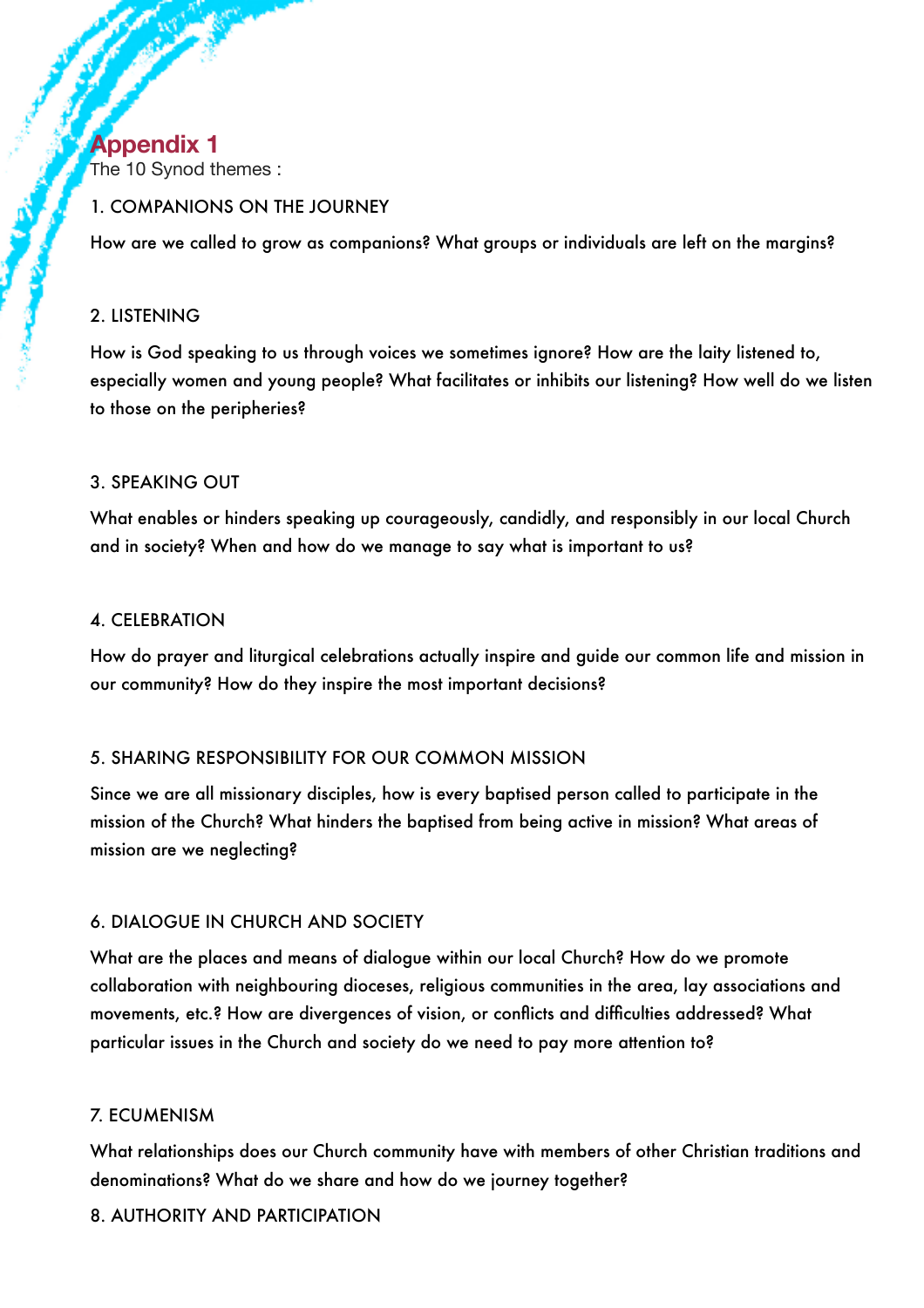# Appendix 1

The 10 Synod themes :

## 1. COMPANIONS ON THE JOURNEY

How are we called to grow as companions? What groups or individuals are left on the margins?

## 2. LISTENING

How is God speaking to us through voices we sometimes ignore? How are the laity listened to, especially women and young people? What facilitates or inhibits our listening? How well do we listen to those on the peripheries?

## 3. SPEAKING OUT

What enables or hinders speaking up courageously, candidly, and responsibly in our local Church and in society? When and how do we manage to say what is important to us?

## 4. CELEBRATION

How do prayer and liturgical celebrations actually inspire and guide our common life and mission in our community? How do they inspire the most important decisions?

## 5. SHARING RESPONSIBILITY FOR OUR COMMON MISSION

Since we are all missionary disciples, how is every baptised person called to participate in the mission of the Church? What hinders the baptised from being active in mission? What areas of mission are we neglecting?

## 6. DIALOGUE IN CHURCH AND SOCIETY

What are the places and means of dialogue within our local Church? How do we promote collaboration with neighbouring dioceses, religious communities in the area, lay associations and movements, etc.? How are divergences of vision, or conflicts and difficulties addressed? What particular issues in the Church and society do we need to pay more attention to?

## 7. ECUMENISM

What relationships does our Church community have with members of other Christian traditions and denominations? What do we share and how do we journey together?

## 8. AUTHORITY AND PARTICIPATION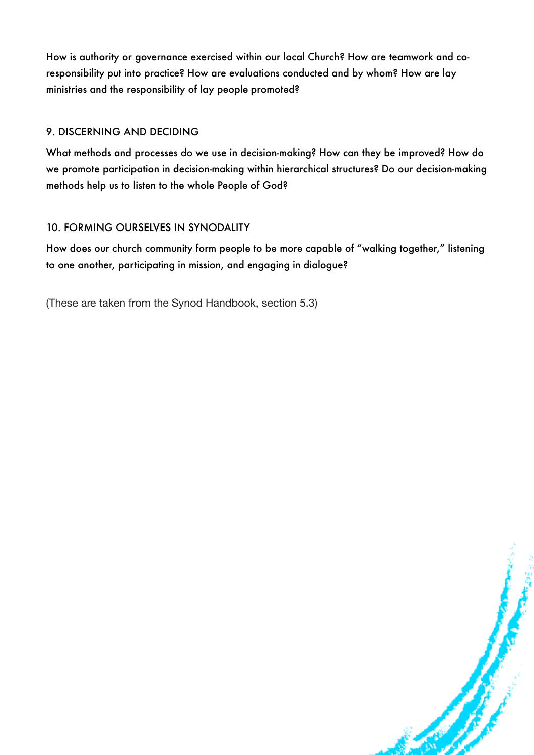How is authority or governance exercised within our local Church? How are teamwork and co-responsibility put into practice? How are evaluations conducted and by whom? How are lay ministries and the responsibility of lay people promoted?

### 9. DISCERNING AND DECIDING

What methods and processes do we use in decision-making? How can they be improved? How do we promote participation in decision-making within hierarchical structures? Do our decision-making methods help us to listen to the whole People of God?

### 10. FORMING OURSELVES IN SYNODALITY

How does our church community form people to be more capable of "walking together," listening to one another, participating in mission, and engaging in dialogue?

(These are taken from the Synod Handbook, section 5.3)